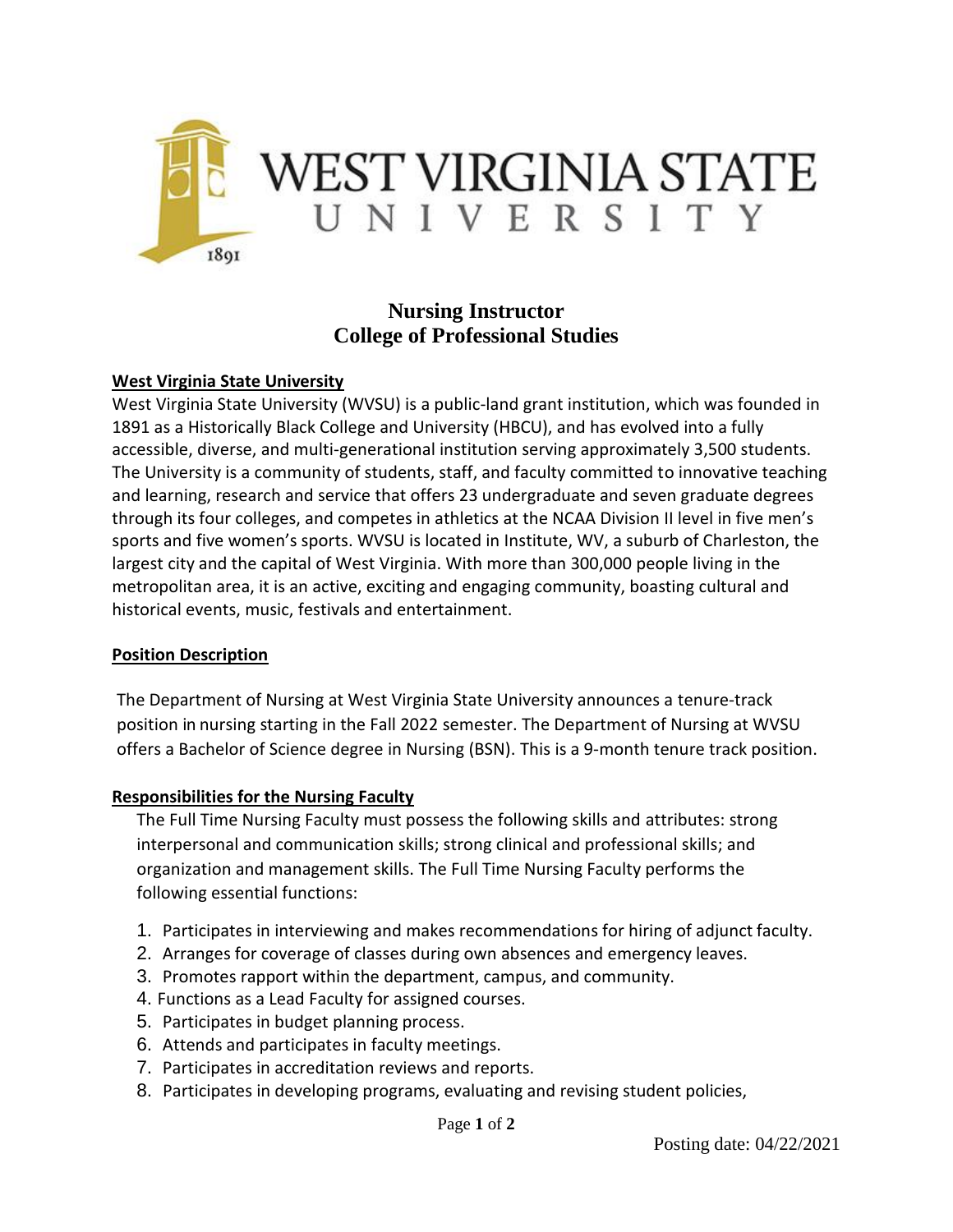WEST VIRGINIA STATE UNIVERSITY

1891

# Nursing Instructor
## College of Professional Studies

### West Virginia State University

West Virginia State University (WVSU) is a public-land grant institution, which was founded in 1891 as a Historically Black College and University (HBCU), and has evolved into a fully accessible, diverse, and multi-generational institution serving approximately 3,500 students. The University is a community of students, staff, and faculty committed to innovative teaching and learning, research and service that offers 23 undergraduate and seven graduate degrees through its four colleges, and competes in athletics at the NCAA Division II level in five men's sports and five women's sports. WVSU is located in Institute, WV, a suburb of Charleston, the largest city and the capital of West Virginia. With more than 300,000 people living in the metropolitan area, it is an active, exciting and engaging community, boasting cultural and historical events, music, festivals and entertainment.

### Position Description

The Department of Nursing at West Virginia State University announces a tenure-track position in nursing starting in the Fall 2022 semester. The Department of Nursing at WVSU offers a Bachelor of Science degree in Nursing (BSN). This is a 9-month tenure track position.

### Responsibilities for the Nursing Faculty

The Full Time Nursing Faculty must possess the following skills and attributes: strong interpersonal and communication skills; strong clinical and professional skills; and organization and management skills. The Full Time Nursing Faculty performs the following essential functions:

1. Participates in interviewing and makes recommendations for hiring of adjunct faculty.
2. Arranges for coverage of classes during own absences and emergency leaves.
3. Promotes rapport within the department, campus, and community.
4. Functions as a Lead Faculty for assigned courses.
5. Participates in budget planning process.
6. Attends and participates in faculty meetings.
7. Participates in accreditation reviews and reports.
8. Participates in developing programs, evaluating and revising student policies,

Posting date: 04/22/2021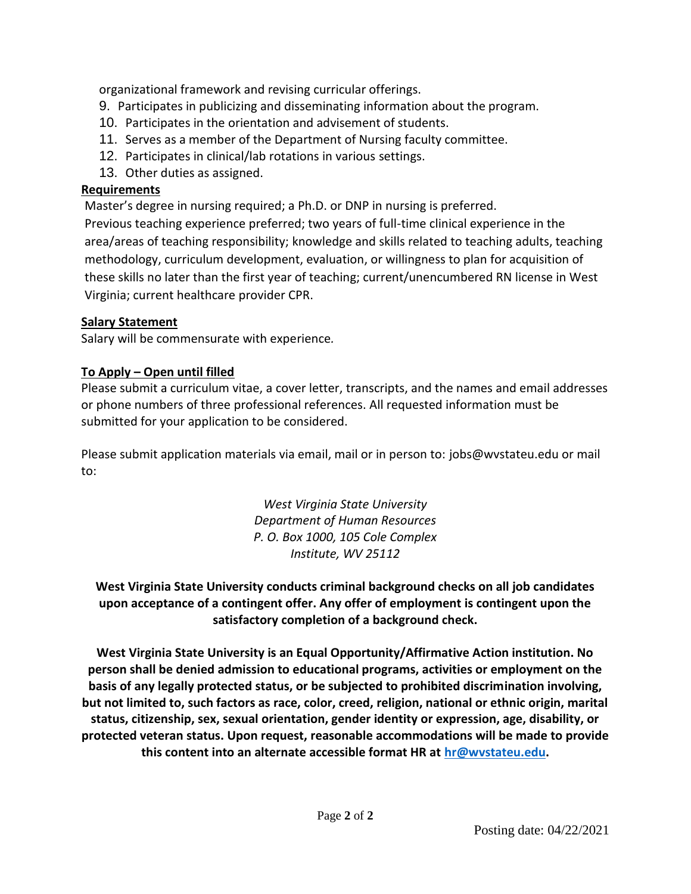organizational framework and revising curricular offerings.

9. Participates in publicizing and disseminating information about the program.
10. Participates in the orientation and advisement of students.
11. Serves as a member of the Department of Nursing faculty committee.
12. Participates in clinical/lab rotations in various settings.
13. Other duties as assigned.

**Requirements**

Master's degree in nursing required; a Ph.D. or DNP in nursing is preferred.

Previous teaching experience preferred; two years of full-time clinical experience in the area/areas of teaching responsibility; knowledge and skills related to teaching adults, teaching methodology, curriculum development, evaluation, or willingness to plan for acquisition of these skills no later than the first year of teaching; current/unencumbered RN license in West Virginia; current healthcare provider CPR.

**Salary Statement**

Salary will be commensurate with experience.

**To Apply – Open until filled**

Please submit a curriculum vitae, a cover letter, transcripts, and the names and email addresses or phone numbers of three professional references. All requested information must be submitted for your application to be considered.

Please submit application materials via email, mail or in person to: jobs@wvstateu.edu or mail to:

*West Virginia State University*
*Department of Human Resources*
*P. O. Box 1000, 105 Cole Complex*
*Institute, WV 25112*

**West Virginia State University conducts criminal background checks on all job candidates upon acceptance of a contingent offer. Any offer of employment is contingent upon the satisfactory completion of a background check.**

**West Virginia State University is an Equal Opportunity/Affirmative Action institution. No person shall be denied admission to educational programs, activities or employment on the basis of any legally protected status, or be subjected to prohibited discrimination involving, but not limited to, such factors as race, color, creed, religion, national or ethnic origin, marital status, citizenship, sex, sexual orientation, gender identity or expression, age, disability, or protected veteran status. Upon request, reasonable accommodations will be made to provide this content into an alternate accessible format HR at hr@wvstateu.edu.**

Posting date: 04/22/2021